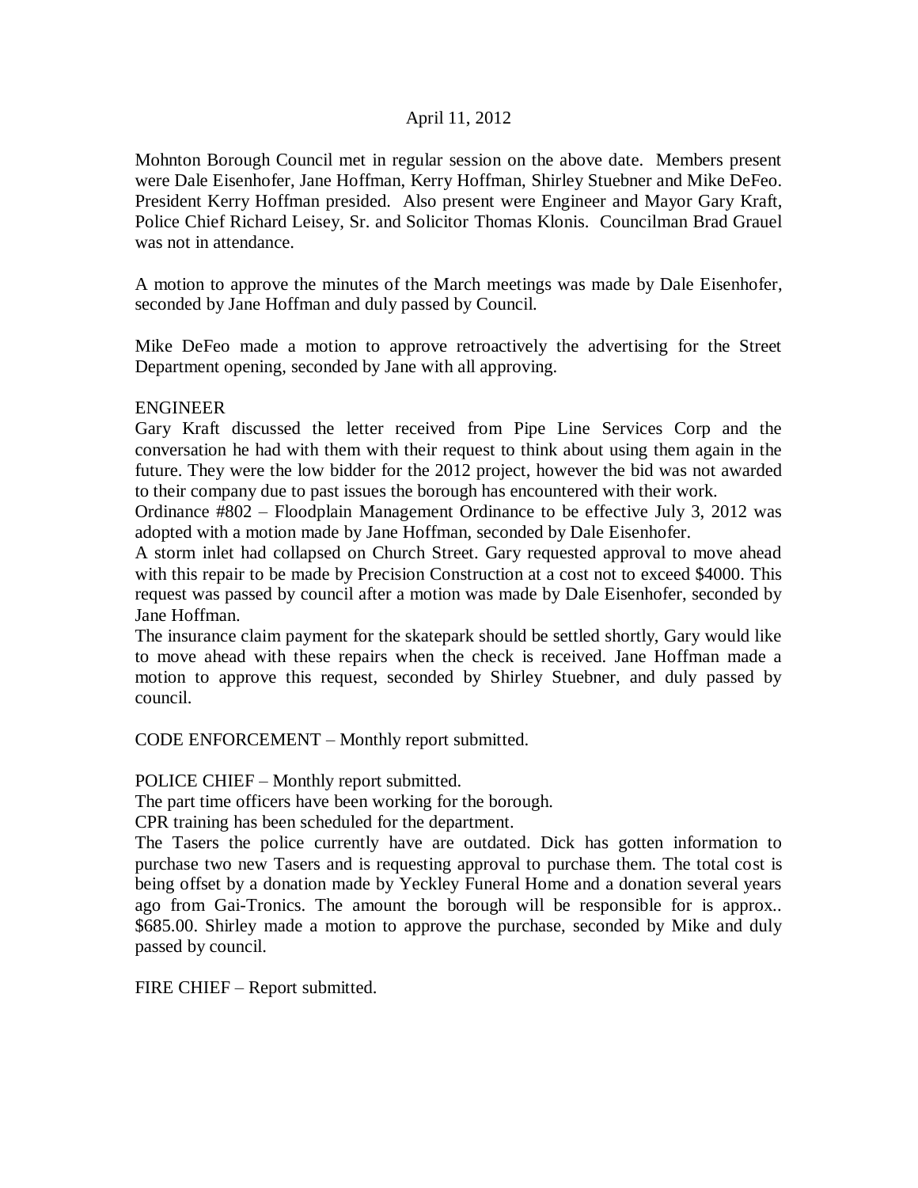April 11, 2012

Mohnton Borough Council met in regular session on the above date. Members present were Dale Eisenhofer, Jane Hoffman, Kerry Hoffman, Shirley Stuebner and Mike DeFeo. President Kerry Hoffman presided. Also present were Engineer and Mayor Gary Kraft, Police Chief Richard Leisey, Sr. and Solicitor Thomas Klonis. Councilman Brad Grauel was not in attendance.

A motion to approve the minutes of the March meetings was made by Dale Eisenhofer, seconded by Jane Hoffman and duly passed by Council.

Mike DeFeo made a motion to approve retroactively the advertising for the Street Department opening, seconded by Jane with all approving.

ENGINEER

Gary Kraft discussed the letter received from Pipe Line Services Corp and the conversation he had with them with their request to think about using them again in the future. They were the low bidder for the 2012 project, however the bid was not awarded to their company due to past issues the borough has encountered with their work.

Ordinance #802 – Floodplain Management Ordinance to be effective July 3, 2012 was adopted with a motion made by Jane Hoffman, seconded by Dale Eisenhofer.

A storm inlet had collapsed on Church Street. Gary requested approval to move ahead with this repair to be made by Precision Construction at a cost not to exceed $4000. This request was passed by council after a motion was made by Dale Eisenhofer, seconded by Jane Hoffman.

The insurance claim payment for the skatepark should be settled shortly, Gary would like to move ahead with these repairs when the check is received. Jane Hoffman made a motion to approve this request, seconded by Shirley Stuebner, and duly passed by council.

CODE ENFORCEMENT – Monthly report submitted.

POLICE CHIEF – Monthly report submitted.

The part time officers have been working for the borough.

CPR training has been scheduled for the department.

The Tasers the police currently have are outdated. Dick has gotten information to purchase two new Tasers and is requesting approval to purchase them. The total cost is being offset by a donation made by Yeckley Funeral Home and a donation several years ago from Gai-Tronics. The amount the borough will be responsible for is approx.. $685.00. Shirley made a motion to approve the purchase, seconded by Mike and duly passed by council.

FIRE CHIEF – Report submitted.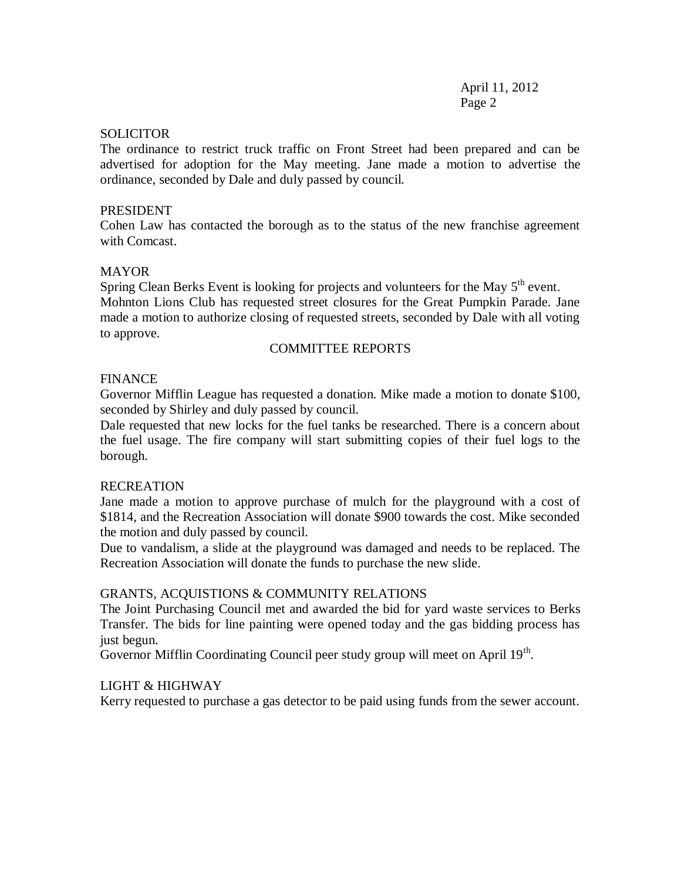## SOLICITOR

The ordinance to restrict truck traffic on Front Street had been prepared and can be advertised for adoption for the May meeting. Jane made a motion to advertise the ordinance, seconded by Dale and duly passed by council.

## PRESIDENT

Cohen Law has contacted the borough as to the status of the new franchise agreement with Comcast.

## MAYOR

Spring Clean Berks Event is looking for projects and volunteers for the May 5th event.
Mohnton Lions Club has requested street closures for the Great Pumpkin Parade. Jane made a motion to authorize closing of requested streets, seconded by Dale with all voting to approve.

# COMMITTEE REPORTS

## FINANCE

Governor Mifflin League has requested a donation. Mike made a motion to donate $100, seconded by Shirley and duly passed by council.
Dale requested that new locks for the fuel tanks be researched. There is a concern about the fuel usage. The fire company will start submitting copies of their fuel logs to the borough.

## RECREATION

Jane made a motion to approve purchase of mulch for the playground with a cost of $1814, and the Recreation Association will donate $900 towards the cost. Mike seconded the motion and duly passed by council.
Due to vandalism, a slide at the playground was damaged and needs to be replaced. The Recreation Association will donate the funds to purchase the new slide.

## GRANTS, ACQUISTIONS & COMMUNITY RELATIONS

The Joint Purchasing Council met and awarded the bid for yard waste services to Berks Transfer. The bids for line painting were opened today and the gas bidding process has just begun.
Governor Mifflin Coordinating Council peer study group will meet on April 19th.

## LIGHT & HIGHWAY

Kerry requested to purchase a gas detector to be paid using funds from the sewer account.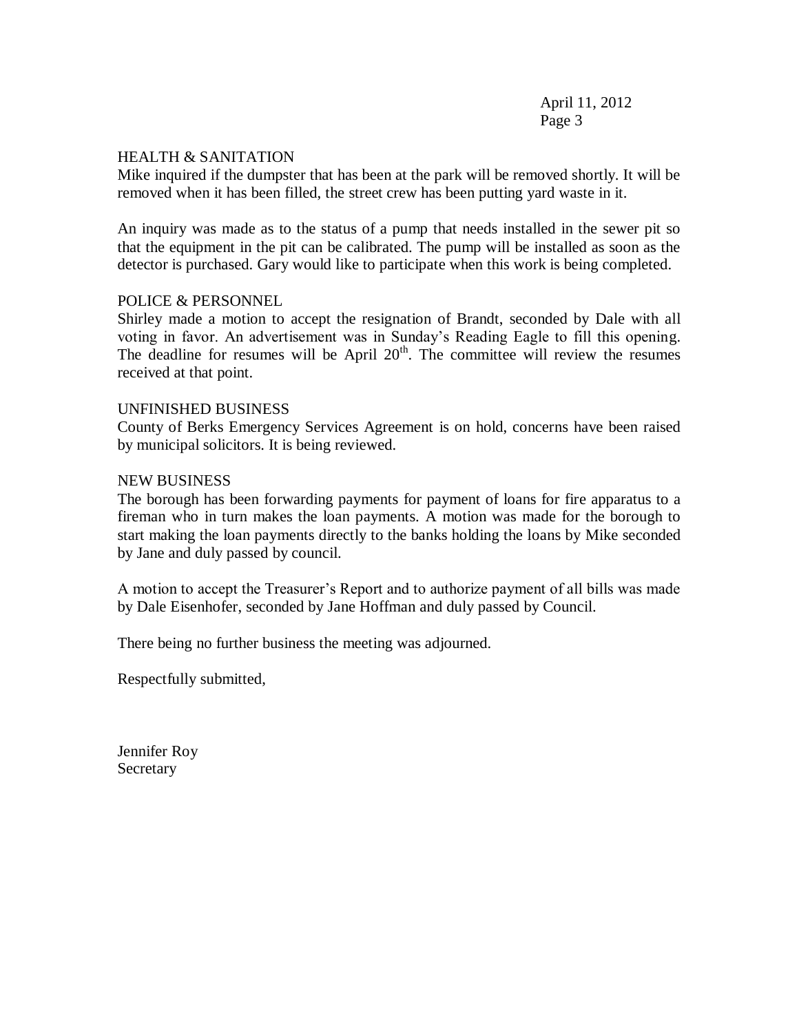## HEALTH & SANITATION

Mike inquired if the dumpster that has been at the park will be removed shortly. It will be removed when it has been filled, the street crew has been putting yard waste in it.

An inquiry was made as to the status of a pump that needs installed in the sewer pit so that the equipment in the pit can be calibrated. The pump will be installed as soon as the detector is purchased. Gary would like to participate when this work is being completed.

## POLICE & PERSONNEL

Shirley made a motion to accept the resignation of Brandt, seconded by Dale with all voting in favor. An advertisement was in Sunday's Reading Eagle to fill this opening. The deadline for resumes will be April 20th. The committee will review the resumes received at that point.

## UNFINISHED BUSINESS

County of Berks Emergency Services Agreement is on hold, concerns have been raised by municipal solicitors. It is being reviewed.

## NEW BUSINESS

The borough has been forwarding payments for payment of loans for fire apparatus to a fireman who in turn makes the loan payments. A motion was made for the borough to start making the loan payments directly to the banks holding the loans by Mike seconded by Jane and duly passed by council.

A motion to accept the Treasurer's Report and to authorize payment of all bills was made by Dale Eisenhofer, seconded by Jane Hoffman and duly passed by Council.

There being no further business the meeting was adjourned.

Respectfully submitted,

Jennifer Roy
Secretary